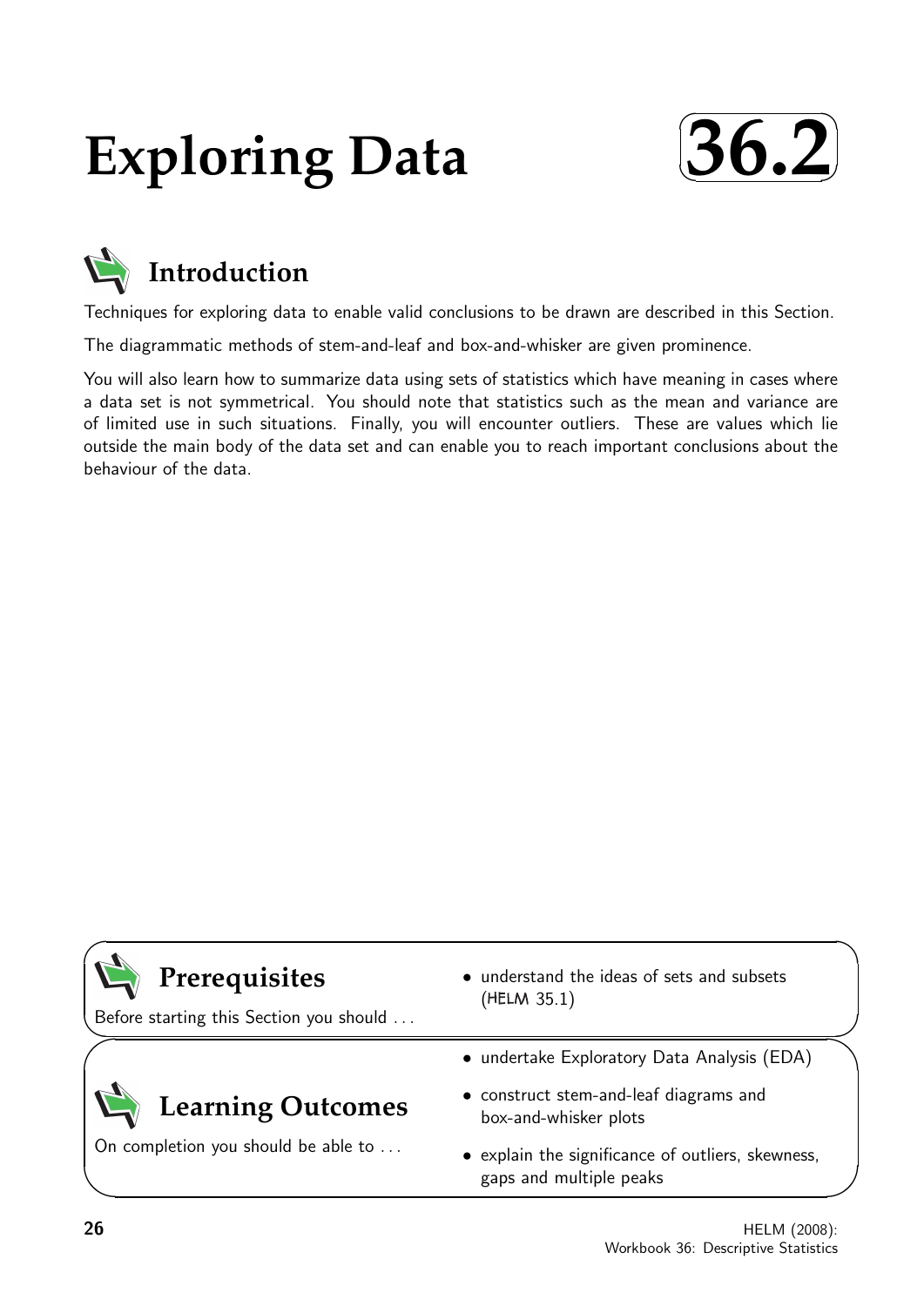# Exploring Data

# 36.2

## Introduction

Techniques for exploring data to enable valid conclusions to be drawn are described in this Section.

The diagrammatic methods of stem-and-leaf and box-and-whisker are given prominence.

You will also learn how to summarize data using sets of statistics which have meaning in cases where a data set is not symmetrical. You should note that statistics such as the mean and variance are of limited use in such situations. Finally, you will encounter outliers. These are values which lie outside the main body of the data set and can enable you to reach important conclusions about the behaviour of the data.

## Prerequisites

Before starting this Section you should . . .

- understand the ideas of sets and subsets (HELM 35.1)

## Learning Outcomes

On completion you should be able to . . .

- undertake Exploratory Data Analysis (EDA)
- construct stem-and-leaf diagrams and box-and-whisker plots
- explain the significance of outliers, skewness, gaps and multiple peaks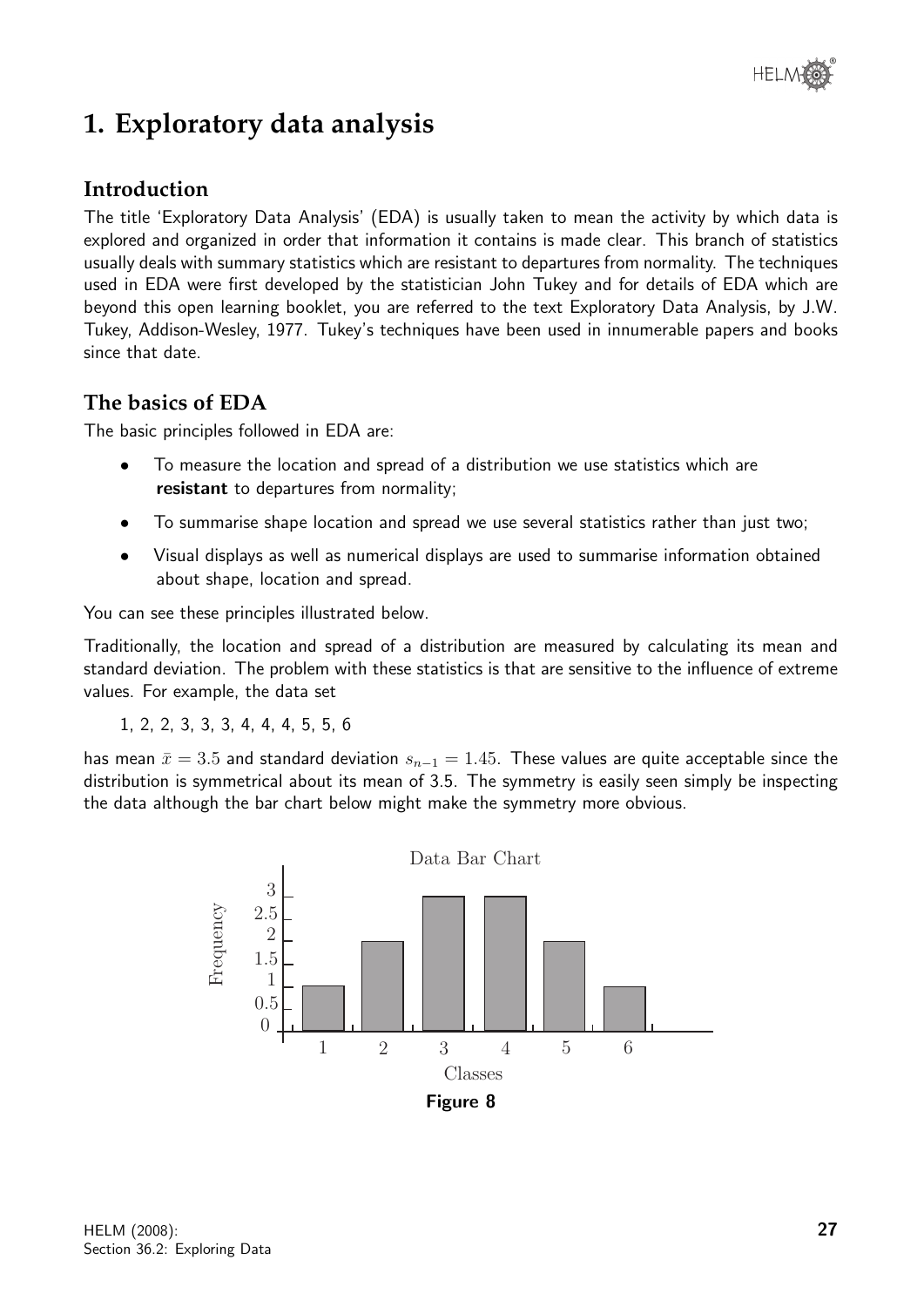# 1. Exploratory data analysis

## Introduction

The title 'Exploratory Data Analysis' (EDA) is usually taken to mean the activity by which data is explored and organized in order that information it contains is made clear. This branch of statistics usually deals with summary statistics which are resistant to departures from normality. The techniques used in EDA were first developed by the statistician John Tukey and for details of EDA which are beyond this open learning booklet, you are referred to the text Exploratory Data Analysis, by J.W. Tukey, Addison-Wesley, 1977. Tukey's techniques have been used in innumerable papers and books since that date.

## The basics of EDA

The basic principles followed in EDA are:

- To measure the location and spread of a distribution we use statistics which are **resistant** to departures from normality;
- To summarise shape location and spread we use several statistics rather than just two;
- Visual displays as well as numerical displays are used to summarise information obtained about shape, location and spread.

You can see these principles illustrated below.

Traditionally, the location and spread of a distribution are measured by calculating its mean and standard deviation. The problem with these statistics is that are sensitive to the influence of extreme values. For example, the data set

1, 2, 2, 3, 3, 3, 4, 4, 4, 5, 5, 6

has mean $\bar{x} = 3.5$ and standard deviation $s_{n-1} = 1.45$. These values are quite acceptable since the distribution is symmetrical about its mean of 3.5. The symmetry is easily seen simply be inspecting the data although the bar chart below might make the symmetry more obvious.

**Figure 8**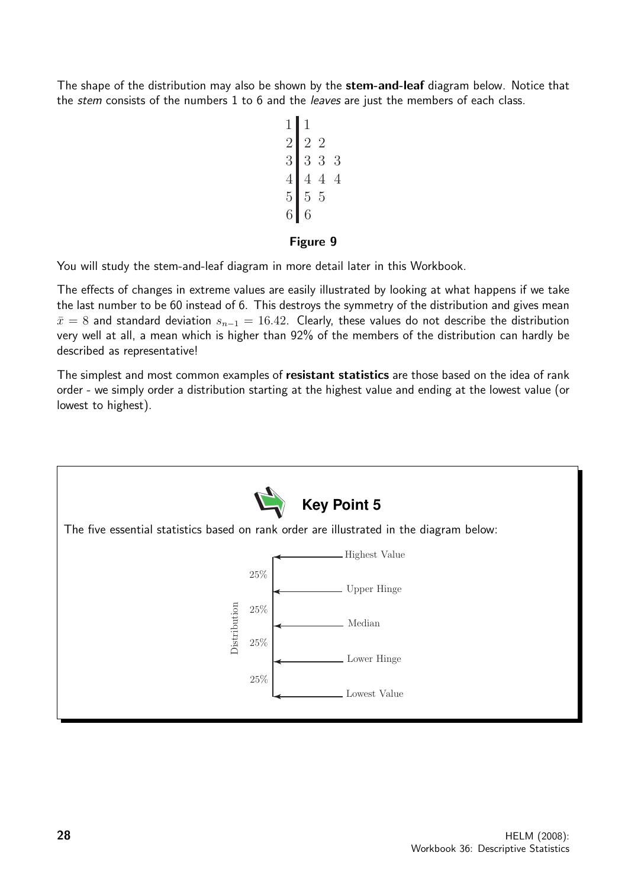The shape of the distribution may also be shown by the **stem-and-leaf** diagram below. Notice that the *stem* consists of the numbers 1 to 6 and the *leaves* are just the members of each class.

```
1 | 1
2 | 2 2
3 | 3 3 3
4 | 4 4 4
5 | 5 5
6 | 6
```

**Figure 9**

You will study the stem-and-leaf diagram in more detail later in this Workbook.

The effects of changes in extreme values are easily illustrated by looking at what happens if we take the last number to be 60 instead of 6. This destroys the symmetry of the distribution and gives mean $\bar{x} = 8$ and standard deviation $s_{n-1} = 16.42$. Clearly, these values do not describe the distribution very well at all, a mean which is higher than 92% of the members of the distribution can hardly be described as representative!

The simplest and most common examples of **resistant statistics** are those based on the idea of rank order - we simply order a distribution starting at the highest value and ending at the lowest value (or lowest to highest).

**Key Point 5**

The five essential statistics based on rank order are illustrated in the diagram below:

Distribution:

- Highest Value
- 25%
- Upper Hinge
- 25%
- Median
- 25%
- Lower Hinge
- 25%
- Lowest Value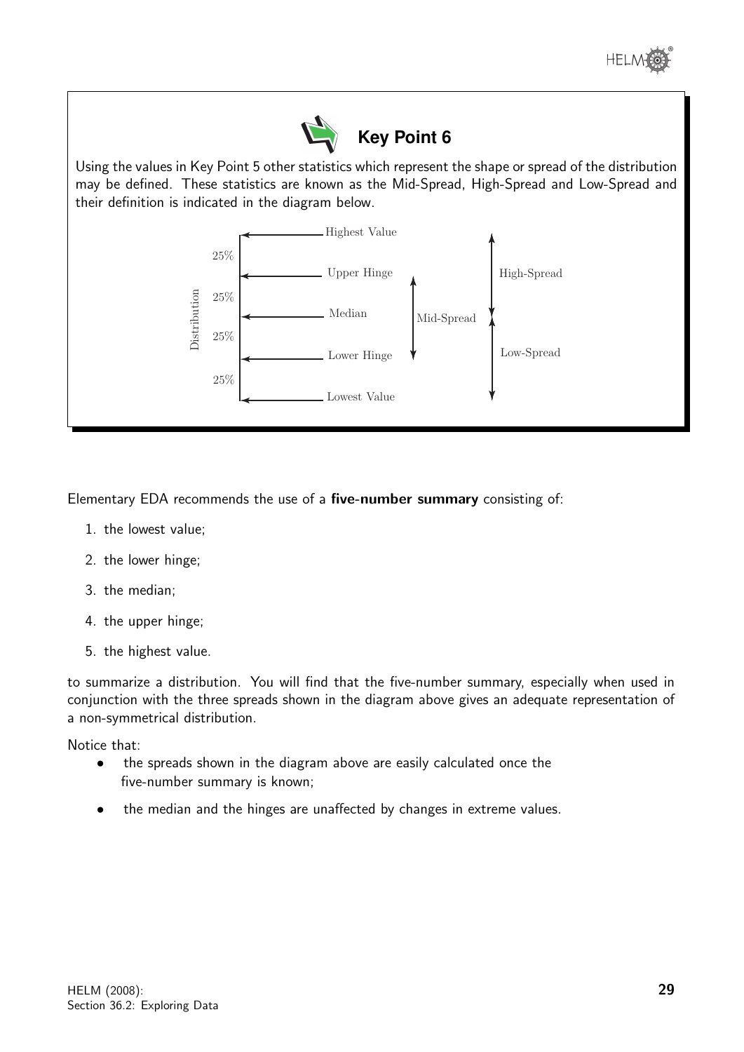## Key Point 6

Using the values in Key Point 5 other statistics which represent the shape or spread of the distribution may be defined. These statistics are known as the Mid-Spread, High-Spread and Low-Spread and their definition is indicated in the diagram below.

Distribution

- Highest Value
- 25%
- Upper Hinge
- 25%
- Median
- 25%
- Lower Hinge
- 25%
- Lowest Value

Mid-Spread: from Lower Hinge to Upper Hinge

High-Spread: from Median to Highest Value

Low-Spread: from Lowest Value to Median

Elementary EDA recommends the use of a **five-number summary** consisting of:

1. the lowest value;
2. the lower hinge;
3. the median;
4. the upper hinge;
5. the highest value.

to summarize a distribution. You will find that the five-number summary, especially when used in conjunction with the three spreads shown in the diagram above gives an adequate representation of a non-symmetrical distribution.

Notice that:

- the spreads shown in the diagram above are easily calculated once the five-number summary is known;
- the median and the hinges are unaffected by changes in extreme values.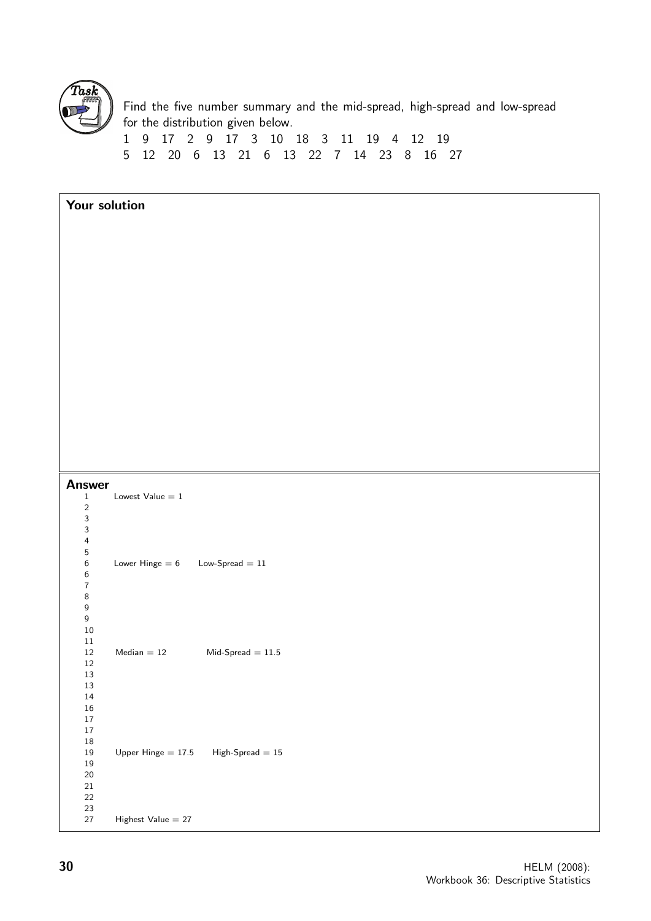**Task**

Find the five number summary and the mid-spread, high-spread and low-spread for the distribution given below.

1 9 17 2 9 17 3 10 18 3 11 19 4 12 19
5 12 20 6 13 21 6 13 22 7 14 23 8 16 27

**Your solution**

**Answer**

| | | |
|---|---|---|
| 1 | Lowest Value = 1 | |
| 2 | | |
| 3 | | |
| 3 | | |
| 4 | | |
| 5 | | |
| 6 | Lower Hinge = 6 | Low-Spread = 11 |
| 6 | | |
| 7 | | |
| 8 | | |
| 9 | | |
| 9 | | |
| 10 | | |
| 11 | | |
| 12 | Median = 12 | Mid-Spread = 11.5 |
| 12 | | |
| 13 | | |
| 13 | | |
| 14 | | |
| 16 | | |
| 17 | | |
| 17 | | |
| 18 | | |
| 19 | Upper Hinge = 17.5 | High-Spread = 15 |
| 19 | | |
| 20 | | |
| 21 | | |
| 22 | | |
| 23 | | |
| 27 | Highest Value = 27 | |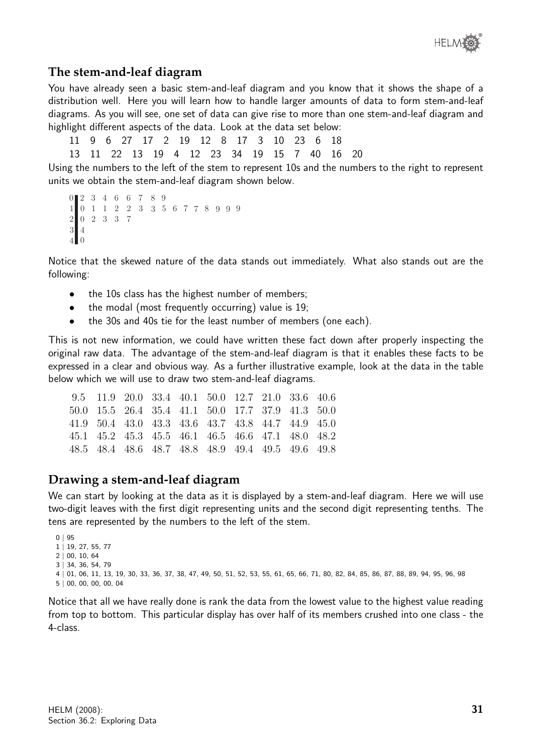## The stem-and-leaf diagram

You have already seen a basic stem-and-leaf diagram and you know that it shows the shape of a distribution well. Here you will learn how to handle larger amounts of data to form stem-and-leaf diagrams. As you will see, one set of data can give rise to more than one stem-and-leaf diagram and highlight different aspects of the data. Look at the data set below:

11 9 6 27 17 2 19 12 8 17 3 10 23 6 18

13 11 22 13 19 4 12 23 34 19 15 7 40 16 20

Using the numbers to the left of the stem to represent 10s and the numbers to the right to represent units we obtain the stem-and-leaf diagram shown below.

```
0 | 2 3 4 6 6 7 8 9
1 | 0 1 1 2 2 3 3 5 6 7 7 8 9 9 9
2 | 0 2 3 3 7
3 | 4
4 | 0
```

Notice that the skewed nature of the data stands out immediately. What also stands out are the following:

- the 10s class has the highest number of members;
- the modal (most frequently occurring) value is 19;
- the 30s and 40s tie for the least number of members (one each).

This is not new information, we could have written these fact down after properly inspecting the original raw data. The advantage of the stem-and-leaf diagram is that it enables these facts to be expressed in a clear and obvious way. As a further illustrative example, look at the data in the table below which we will use to draw two stem-and-leaf diagrams.

| | | | | | | | | | |
|---|---|---|---|---|---|---|---|---|---|
| 9.5 | 11.9 | 20.0 | 33.4 | 40.1 | 50.0 | 12.7 | 21.0 | 33.6 | 40.6 |
| 50.0 | 15.5 | 26.4 | 35.4 | 41.1 | 50.0 | 17.7 | 37.9 | 41.3 | 50.0 |
| 41.9 | 50.4 | 43.0 | 43.3 | 43.6 | 43.7 | 43.8 | 44.7 | 44.9 | 45.0 |
| 45.1 | 45.2 | 45.3 | 45.5 | 46.1 | 46.5 | 46.6 | 47.1 | 48.0 | 48.2 |
| 48.5 | 48.4 | 48.6 | 48.7 | 48.8 | 48.9 | 49.4 | 49.5 | 49.6 | 49.8 |

## Drawing a stem-and-leaf diagram

We can start by looking at the data as it is displayed by a stem-and-leaf diagram. Here we will use two-digit leaves with the first digit representing units and the second digit representing tenths. The tens are represented by the numbers to the left of the stem.

```
0 | 95
1 | 19, 27, 55, 77
2 | 00, 10, 64
3 | 34, 36, 54, 79
4 | 01, 06, 11, 13, 19, 30, 33, 36, 37, 38, 47, 49, 50, 51, 52, 53, 55, 61, 65, 66, 71, 80, 82, 84, 85, 86, 87, 88, 89, 94, 95, 96, 98
5 | 00, 00, 00, 00, 04
```

Notice that all we have really done is rank the data from the lowest value to the highest value reading from top to bottom. This particular display has over half of its members crushed into one class - the 4-class.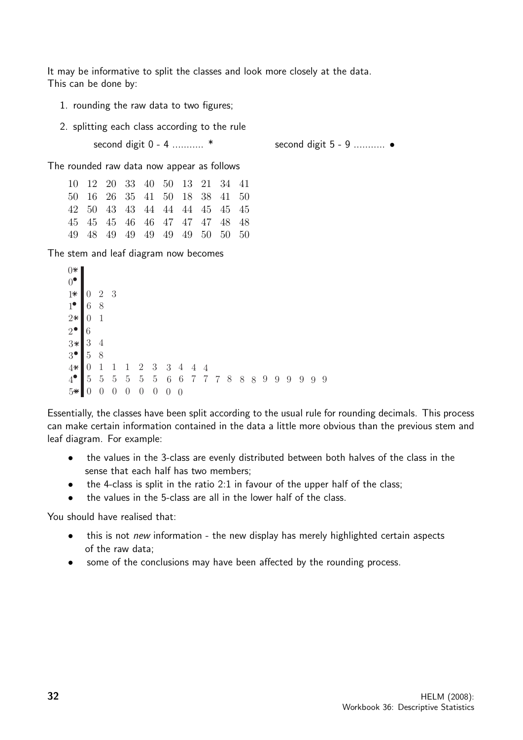It may be informative to split the classes and look more closely at the data.
This can be done by:

1. rounding the raw data to two figures;
2. splitting each class according to the rule

   second digit 0 - 4 ........... *  second digit 5 - 9 ........... •

The rounded raw data now appear as follows

|  |  |  |  |  |  |  |  |  |  |
|---|---|---|---|---|---|---|---|---|---|
| 10 | 12 | 20 | 33 | 40 | 50 | 13 | 21 | 34 | 41 |
| 50 | 16 | 26 | 35 | 41 | 50 | 18 | 38 | 41 | 50 |
| 42 | 50 | 43 | 43 | 44 | 44 | 44 | 45 | 45 | 45 |
| 45 | 45 | 45 | 46 | 46 | 47 | 47 | 47 | 48 | 48 |
| 49 | 48 | 49 | 49 | 49 | 49 | 49 | 50 | 50 | 50 |

The stem and leaf diagram now becomes

```
0* |
0• |
1* | 0 2 3
1• | 6 8
2* | 0 1
2• | 6
3* | 3 4
3• | 5 8
4* | 0 1 1 1 2 3 3 4 4 4
4• | 5 5 5 5 5 5 6 6 7 7 7 8 8 8 9 9 9 9 9 9
5* | 0 0 0 0 0 0 0 0
```

Essentially, the classes have been split according to the usual rule for rounding decimals. This process can make certain information contained in the data a little more obvious than the previous stem and leaf diagram. For example:

- the values in the 3-class are evenly distributed between both halves of the class in the sense that each half has two members;
- the 4-class is split in the ratio 2:1 in favour of the upper half of the class;
- the values in the 5-class are all in the lower half of the class.

You should have realised that:

- this is not *new* information - the new display has merely highlighted certain aspects of the raw data;
- some of the conclusions may have been affected by the rounding process.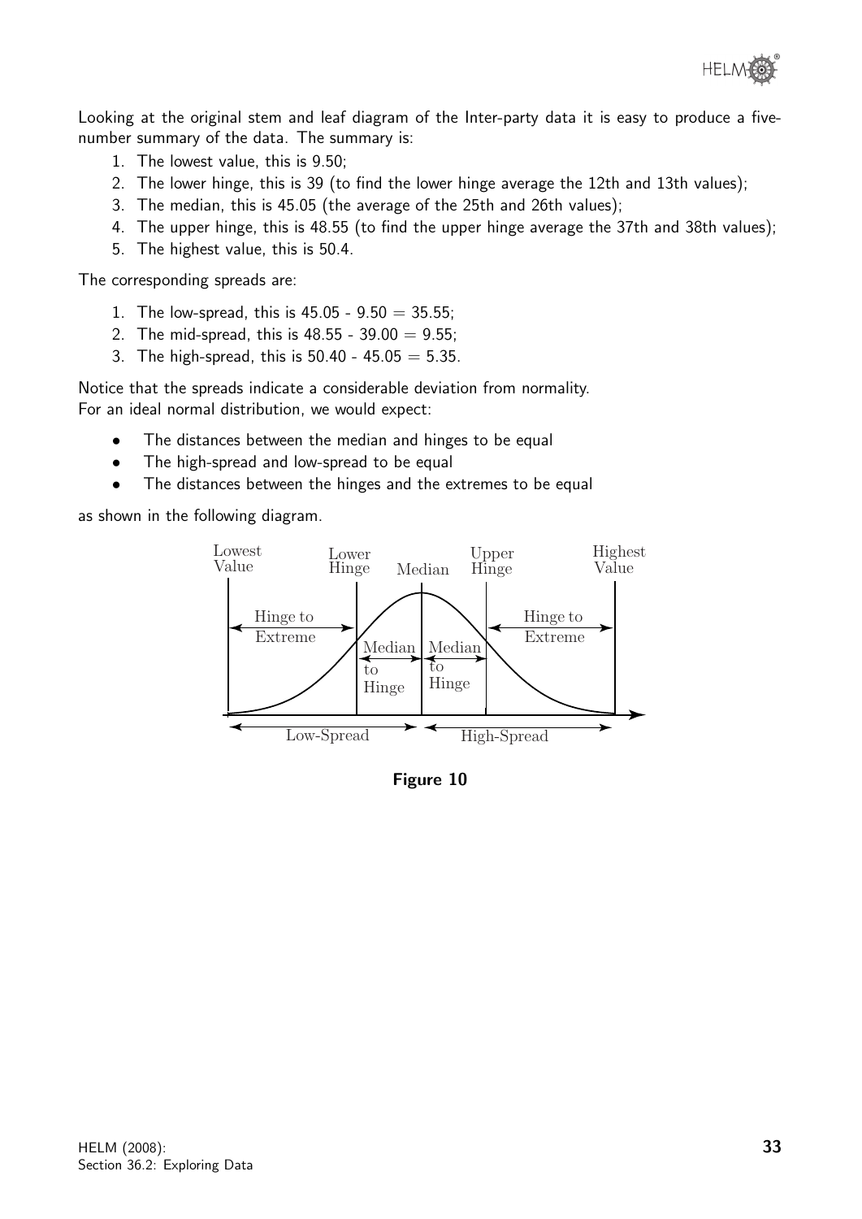Looking at the original stem and leaf diagram of the Inter-party data it is easy to produce a five-number summary of the data. The summary is:

1. The lowest value, this is 9.50;
2. The lower hinge, this is 39 (to find the lower hinge average the 12th and 13th values);
3. The median, this is 45.05 (the average of the 25th and 26th values);
4. The upper hinge, this is 48.55 (to find the upper hinge average the 37th and 38th values);
5. The highest value, this is 50.4.

The corresponding spreads are:

1. The low-spread, this is 45.05 - 9.50 = 35.55;
2. The mid-spread, this is 48.55 - 39.00 = 9.55;
3. The high-spread, this is 50.40 - 45.05 = 5.35.

Notice that the spreads indicate a considerable deviation from normality.
For an ideal normal distribution, we would expect:

- The distances between the median and hinges to be equal
- The high-spread and low-spread to be equal
- The distances between the hinges and the extremes to be equal

as shown in the following diagram.

**Figure 10**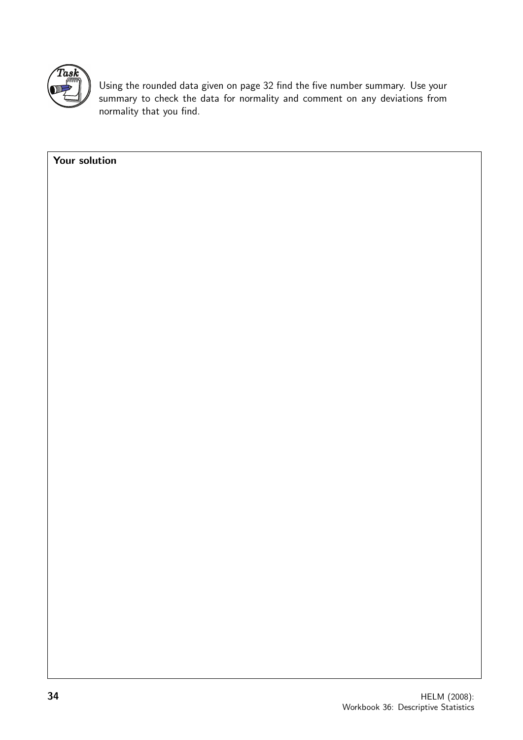**Task**

Using the rounded data given on page 32 find the five number summary. Use your summary to check the data for normality and comment on any deviations from normality that you find.

**Your solution**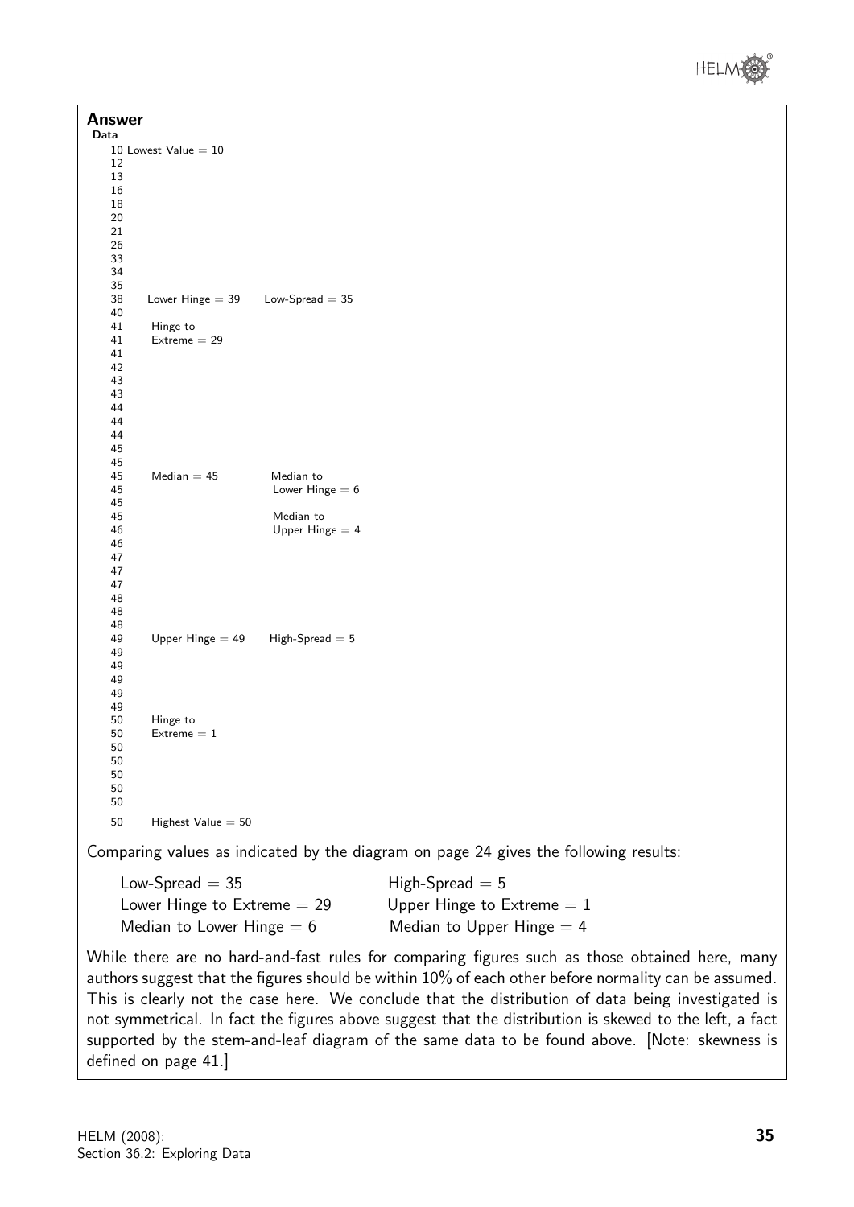**Answer**

**Data**

| Data | | |
|---|---|---|
| 10 | Lowest Value = 10 | |
| 12 | | |
| 13 | | |
| 16 | | |
| 18 | | |
| 20 | | |
| 21 | | |
| 26 | | |
| 33 | | |
| 34 | | |
| 35 | | |
| 38 | Lower Hinge = 39 | Low-Spread = 35 |
| 40 | | |
| 41 | Hinge to | |
| 41 | Extreme = 29 | |
| 41 | | |
| 42 | | |
| 43 | | |
| 43 | | |
| 44 | | |
| 44 | | |
| 44 | | |
| 45 | | |
| 45 | | |
| 45 | Median = 45 | Median to |
| 45 | | Lower Hinge = 6 |
| 45 | | |
| 45 | | Median to |
| 46 | | Upper Hinge = 4 |
| 46 | | |
| 47 | | |
| 47 | | |
| 47 | | |
| 48 | | |
| 48 | | |
| 48 | | |
| 49 | Upper Hinge = 49 | High-Spread = 5 |
| 49 | | |
| 49 | | |
| 49 | | |
| 49 | | |
| 49 | | |
| 50 | Hinge to | |
| 50 | Extreme = 1 | |
| 50 | | |
| 50 | | |
| 50 | | |
| 50 | | |
| 50 | | |
| 50 | Highest Value = 50 | |

Comparing values as indicated by the diagram on page 24 gives the following results:

| | |
|---|---|
| Low-Spread = 35 | High-Spread = 5 |
| Lower Hinge to Extreme = 29 | Upper Hinge to Extreme = 1 |
| Median to Lower Hinge = 6 | Median to Upper Hinge = 4 |

While there are no hard-and-fast rules for comparing figures such as those obtained here, many authors suggest that the figures should be within 10% of each other before normality can be assumed. This is clearly not the case here. We conclude that the distribution of data being investigated is not symmetrical. In fact the figures above suggest that the distribution is skewed to the left, a fact supported by the stem-and-leaf diagram of the same data to be found above. [Note: skewness is defined on page 41.]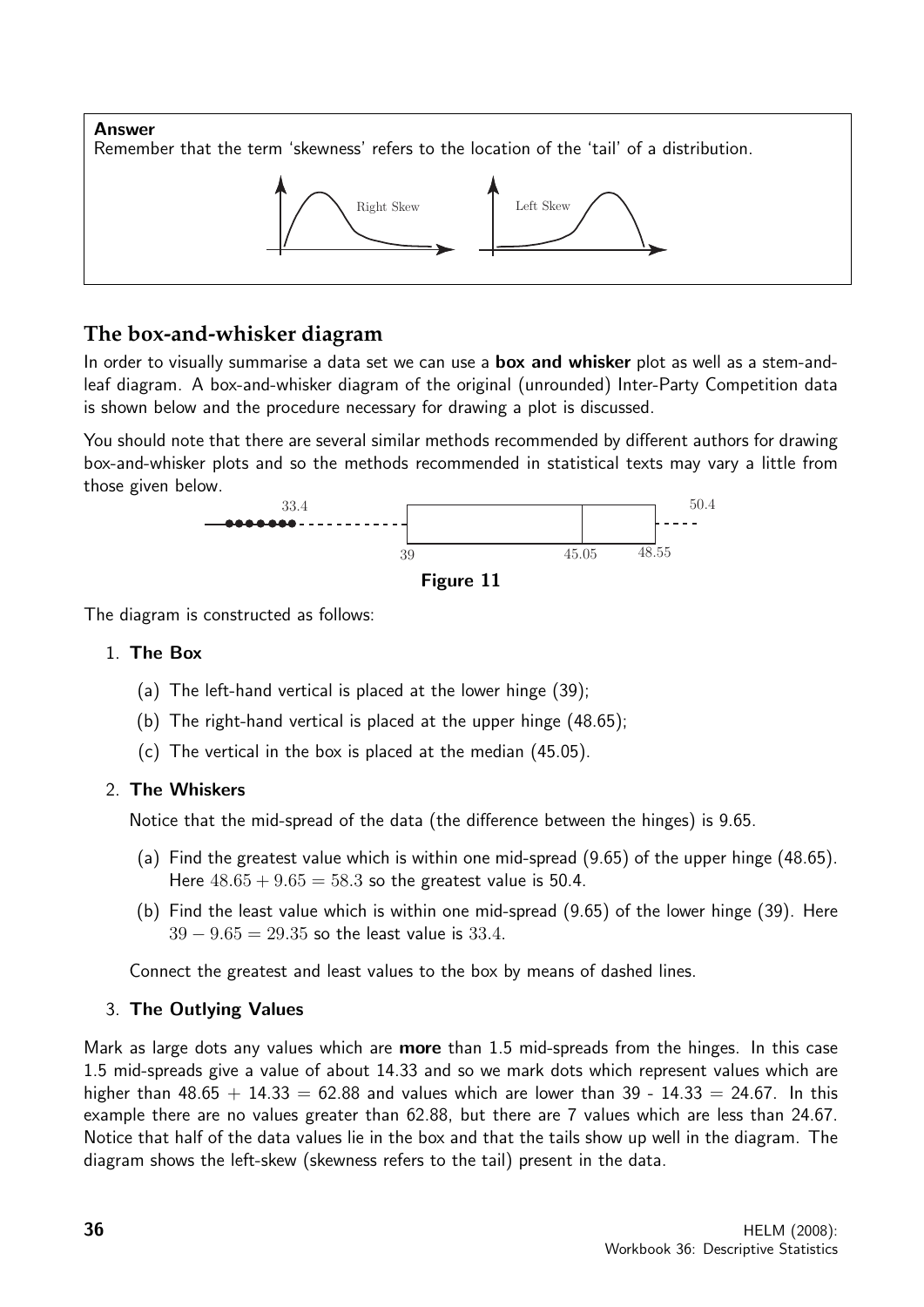**Answer**

Remember that the term 'skewness' refers to the location of the 'tail' of a distribution.

Right Skew    Left Skew

## The box-and-whisker diagram

In order to visually summarise a data set we can use a **box and whisker** plot as well as a stem-and-leaf diagram. A box-and-whisker diagram of the original (unrounded) Inter-Party Competition data is shown below and the procedure necessary for drawing a plot is discussed.

You should note that there are several similar methods recommended by different authors for drawing box-and-whisker plots and so the methods recommended in statistical texts may vary a little from those given below.

33.4    39    45.05    48.55    50.4

**Figure 11**

The diagram is constructed as follows:

1. **The Box**
   (a) The left-hand vertical is placed at the lower hinge (39);
   (b) The right-hand vertical is placed at the upper hinge (48.65);
   (c) The vertical in the box is placed at the median (45.05).

2. **The Whiskers**

   Notice that the mid-spread of the data (the difference between the hinges) is 9.65.

   (a) Find the greatest value which is within one mid-spread (9.65) of the upper hinge (48.65). Here $48.65 + 9.65 = 58.3$ so the greatest value is 50.4.
   (b) Find the least value which is within one mid-spread (9.65) of the lower hinge (39). Here $39 - 9.65 = 29.35$ so the least value is $33.4$.

   Connect the greatest and least values to the box by means of dashed lines.

3. **The Outlying Values**

Mark as large dots any values which are **more** than 1.5 mid-spreads from the hinges. In this case 1.5 mid-spreads give a value of about 14.33 and so we mark dots which represent values which are higher than 48.65 + 14.33 = 62.88 and values which are lower than 39 - 14.33 = 24.67. In this example there are no values greater than 62.88, but there are 7 values which are less than 24.67. Notice that half of the data values lie in the box and that the tails show up well in the diagram. The diagram shows the left-skew (skewness refers to the tail) present in the data.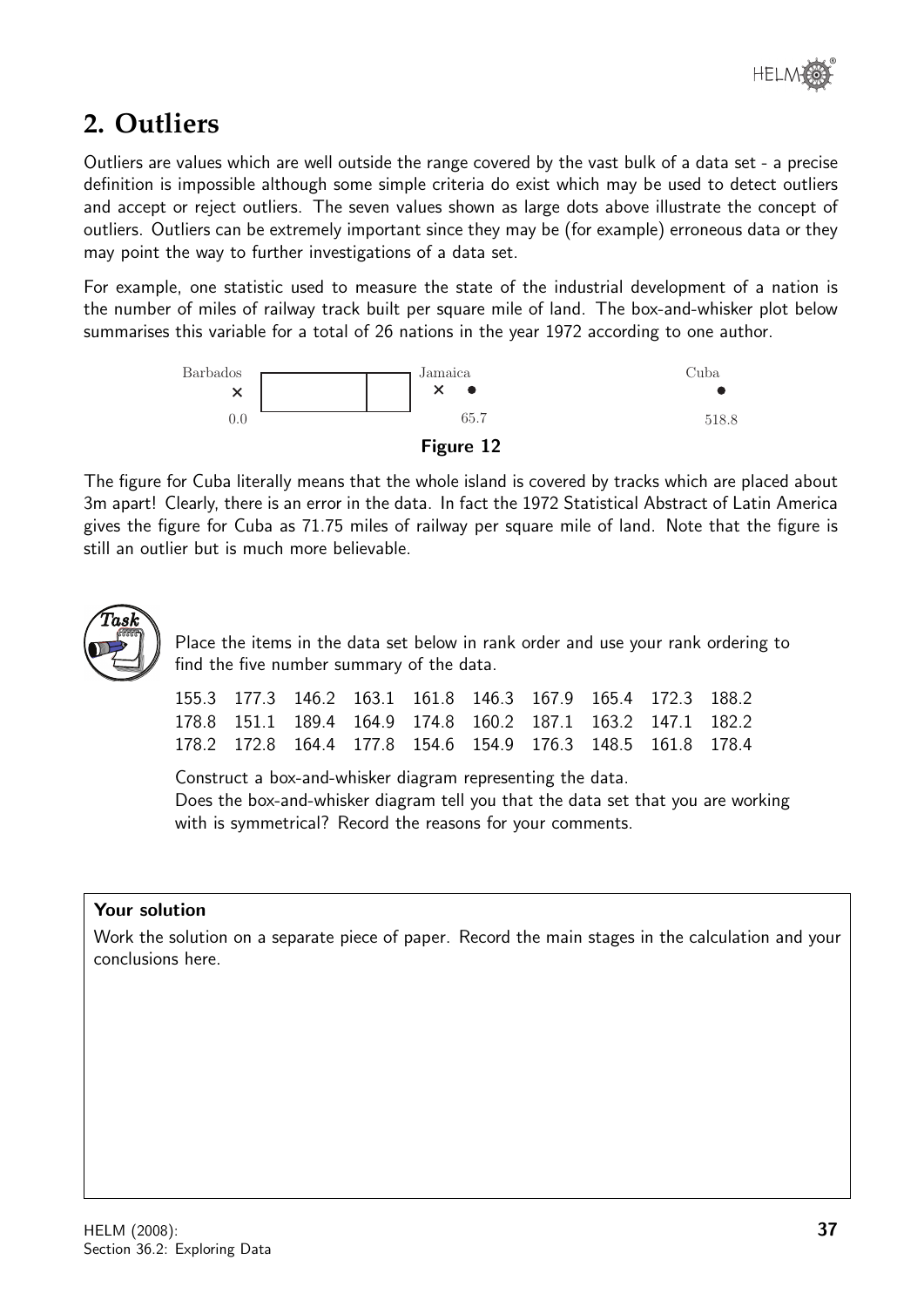## 2. Outliers

Outliers are values which are well outside the range covered by the vast bulk of a data set - a precise definition is impossible although some simple criteria do exist which may be used to detect outliers and accept or reject outliers. The seven values shown as large dots above illustrate the concept of outliers. Outliers can be extremely important since they may be (for example) erroneous data or they may point the way to further investigations of a data set.

For example, one statistic used to measure the state of the industrial development of a nation is the number of miles of railway track built per square mile of land. The box-and-whisker plot below summarises this variable for a total of 26 nations in the year 1972 according to one author.

Barbados × 0.0 Jamaica × • 65.7 Cuba • 518.8

**Figure 12**

The figure for Cuba literally means that the whole island is covered by tracks which are placed about 3m apart! Clearly, there is an error in the data. In fact the 1972 Statistical Abstract of Latin America gives the figure for Cuba as 71.75 miles of railway per square mile of land. Note that the figure is still an outlier but is much more believable.

**Task**

Place the items in the data set below in rank order and use your rank ordering to find the five number summary of the data.

| | | | | | | | | | |
|---|---|---|---|---|---|---|---|---|---|
| 155.3 | 177.3 | 146.2 | 163.1 | 161.8 | 146.3 | 167.9 | 165.4 | 172.3 | 188.2 |
| 178.8 | 151.1 | 189.4 | 164.9 | 174.8 | 160.2 | 187.1 | 163.2 | 147.1 | 182.2 |
| 178.2 | 172.8 | 164.4 | 177.8 | 154.6 | 154.9 | 176.3 | 148.5 | 161.8 | 178.4 |

Construct a box-and-whisker diagram representing the data.
Does the box-and-whisker diagram tell you that the data set that you are working with is symmetrical? Record the reasons for your comments.

**Your solution**

Work the solution on a separate piece of paper. Record the main stages in the calculation and your conclusions here.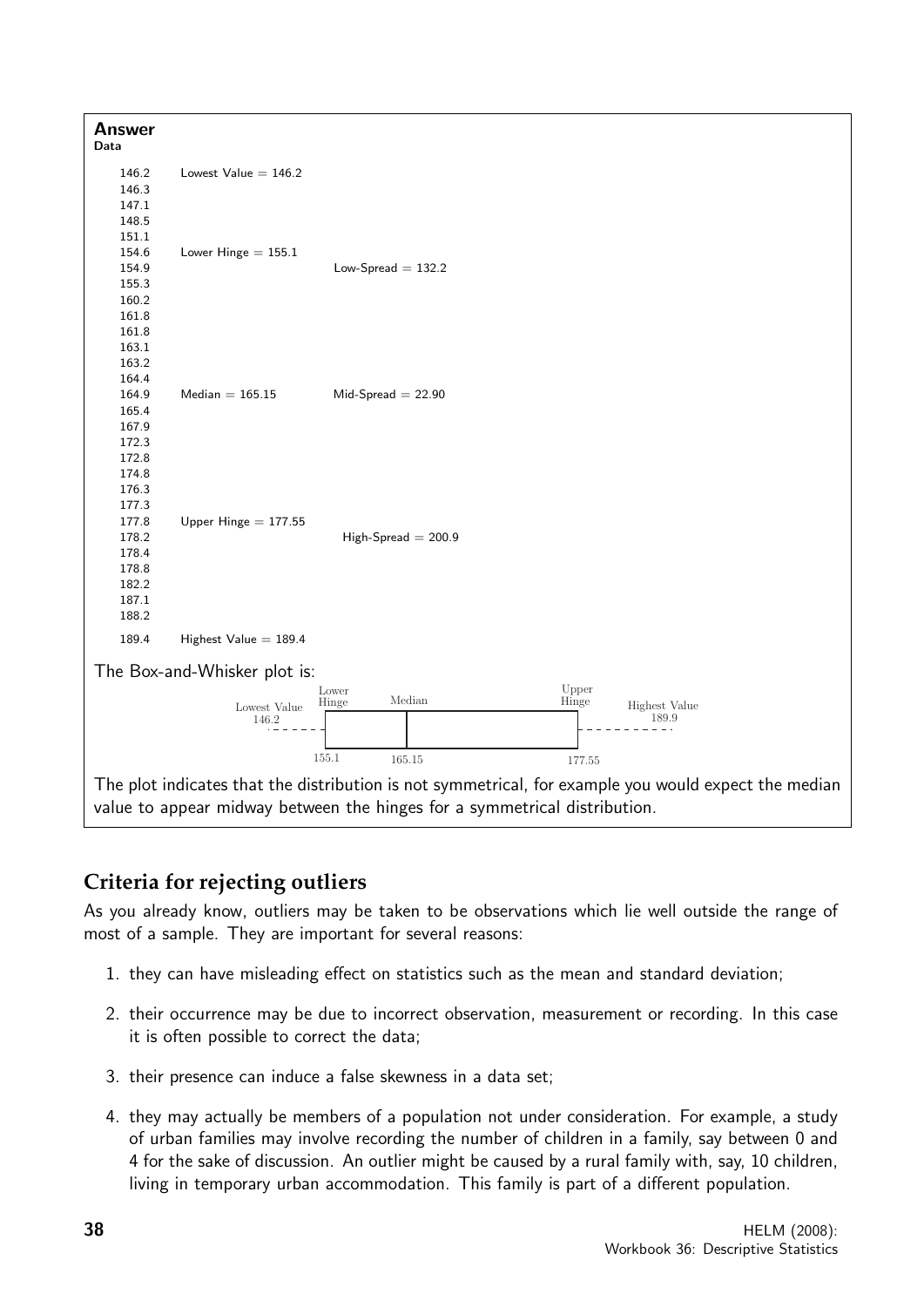**Answer**

**Data**

| Data | | |
|---|---|---|
| 146.2 | Lowest Value = 146.2 | |
| 146.3 | | |
| 147.1 | | |
| 148.5 | | |
| 151.1 | | |
| 154.6 | Lower Hinge = 155.1 | |
| 154.9 | | Low-Spread = 132.2 |
| 155.3 | | |
| 160.2 | | |
| 161.8 | | |
| 161.8 | | |
| 163.1 | | |
| 163.2 | | |
| 164.4 | | |
| 164.9 | Median = 165.15 | Mid-Spread = 22.90 |
| 165.4 | | |
| 167.9 | | |
| 172.3 | | |
| 172.8 | | |
| 174.8 | | |
| 176.3 | | |
| 177.3 | | |
| 177.8 | Upper Hinge = 177.55 | |
| 178.2 | | High-Spread = 200.9 |
| 178.4 | | |
| 178.8 | | |
| 182.2 | | |
| 187.1 | | |
| 188.2 | | |
| 189.4 | Highest Value = 189.4 | |

The Box-and-Whisker plot is:

Lowest Value 146.2 — Lower Hinge 155.1 — Median 165.15 — Upper Hinge 177.55 — Highest Value 189.9

The plot indicates that the distribution is not symmetrical, for example you would expect the median value to appear midway between the hinges for a symmetrical distribution.

## Criteria for rejecting outliers

As you already know, outliers may be taken to be observations which lie well outside the range of most of a sample. They are important for several reasons:

1. they can have misleading effect on statistics such as the mean and standard deviation;
2. their occurrence may be due to incorrect observation, measurement or recording. In this case it is often possible to correct the data;
3. their presence can induce a false skewness in a data set;
4. they may actually be members of a population not under consideration. For example, a study of urban families may involve recording the number of children in a family, say between 0 and 4 for the sake of discussion. An outlier might be caused by a rural family with, say, 10 children, living in temporary urban accommodation. This family is part of a different population.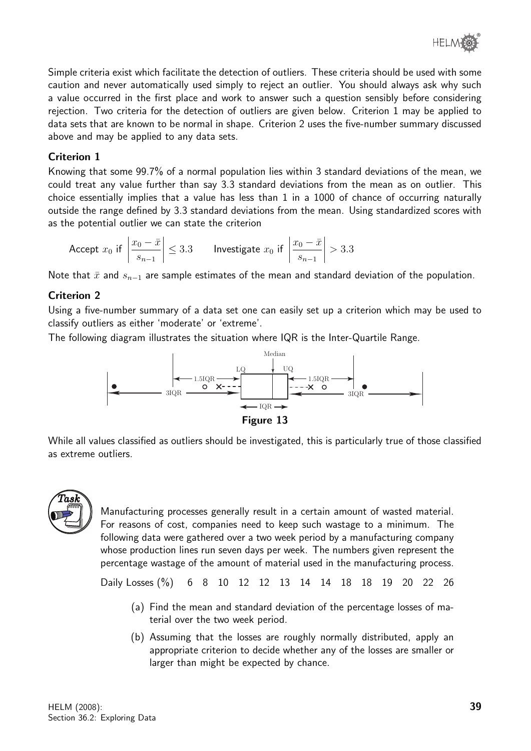Simple criteria exist which facilitate the detection of outliers. These criteria should be used with some caution and never automatically used simply to reject an outlier. You should always ask why such a value occurred in the first place and work to answer such a question sensibly before considering rejection. Two criteria for the detection of outliers are given below. Criterion 1 may be applied to data sets that are known to be normal in shape. Criterion 2 uses the five-number summary discussed above and may be applied to any data sets.

### Criterion 1

Knowing that some 99.7% of a normal population lies within 3 standard deviations of the mean, we could treat any value further than say 3.3 standard deviations from the mean as on outlier. This choice essentially implies that a value has less than 1 in a 1000 of chance of occurring naturally outside the range defined by 3.3 standard deviations from the mean. Using standardized scores with as the potential outlier we can state the criterion

$$\text{Accept } x_0 \text{ if } \left| \frac{x_0 - \bar{x}}{s_{n-1}} \right| \leq 3.3 \qquad \text{Investigate } x_0 \text{ if } \left| \frac{x_0 - \bar{x}}{s_{n-1}} \right| > 3.3$$

Note that $\bar{x}$ and $s_{n-1}$ are sample estimates of the mean and standard deviation of the population.

### Criterion 2

Using a five-number summary of a data set one can easily set up a criterion which may be used to classify outliers as either 'moderate' or 'extreme'.

The following diagram illustrates the situation where IQR is the Inter-Quartile Range.

**Figure 13**

While all values classified as outliers should be investigated, this is particularly true of those classified as extreme outliers.

**Task**

Manufacturing processes generally result in a certain amount of wasted material. For reasons of cost, companies need to keep such wastage to a minimum. The following data were gathered over a two week period by a manufacturing company whose production lines run seven days per week. The numbers given represent the percentage wastage of the amount of material used in the manufacturing process.

Daily Losses (%) 6 8 10 12 12 13 14 14 18 18 19 20 22 26

(a) Find the mean and standard deviation of the percentage losses of material over the two week period.

(b) Assuming that the losses are roughly normally distributed, apply an appropriate criterion to decide whether any of the losses are smaller or larger than might be expected by chance.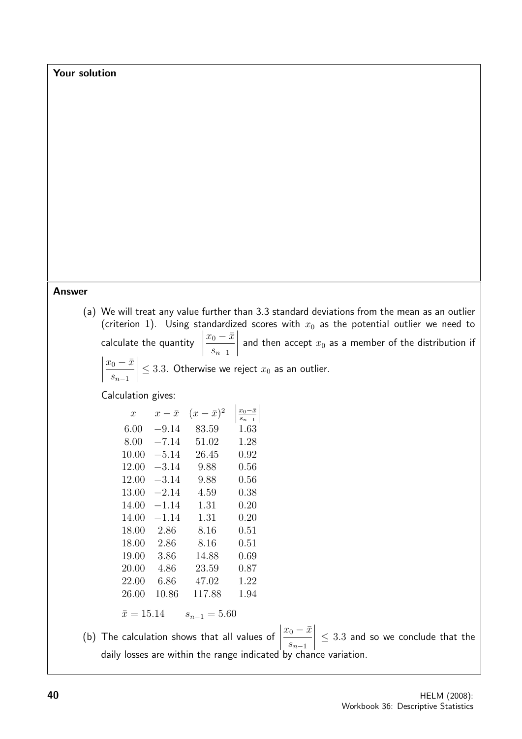**Your solution**

**Answer**

(a) We will treat any value further than 3.3 standard deviations from the mean as an outlier (criterion 1). Using standardized scores with $x_0$ as the potential outlier we need to calculate the quantity $\left|\dfrac{x_0 - \bar{x}}{s_{n-1}}\right|$ and then accept $x_0$ as a member of the distribution if $\left|\dfrac{x_0 - \bar{x}}{s_{n-1}}\right| \leq 3.3$. Otherwise we reject $x_0$ as an outlier.

Calculation gives:

| $x$ | $x - \bar{x}$ | $(x - \bar{x})^2$ | $\left\|\frac{x_0-\bar{x}}{s_{n-1}}\right\|$ |
|---|---|---|---|
| 6.00 | $-9.14$ | 83.59 | 1.63 |
| 8.00 | $-7.14$ | 51.02 | 1.28 |
| 10.00 | $-5.14$ | 26.45 | 0.92 |
| 12.00 | $-3.14$ | 9.88 | 0.56 |
| 12.00 | $-3.14$ | 9.88 | 0.56 |
| 13.00 | $-2.14$ | 4.59 | 0.38 |
| 14.00 | $-1.14$ | 1.31 | 0.20 |
| 14.00 | $-1.14$ | 1.31 | 0.20 |
| 18.00 | 2.86 | 8.16 | 0.51 |
| 18.00 | 2.86 | 8.16 | 0.51 |
| 19.00 | 3.86 | 14.88 | 0.69 |
| 20.00 | 4.86 | 23.59 | 0.87 |
| 22.00 | 6.86 | 47.02 | 1.22 |
| 26.00 | 10.86 | 117.88 | 1.94 |

$\bar{x} = 15.14 \qquad s_{n-1} = 5.60$

(b) The calculation shows that all values of $\left|\dfrac{x_0 - \bar{x}}{s_{n-1}}\right| \leq 3.3$ and so we conclude that the daily losses are within the range indicated by chance variation.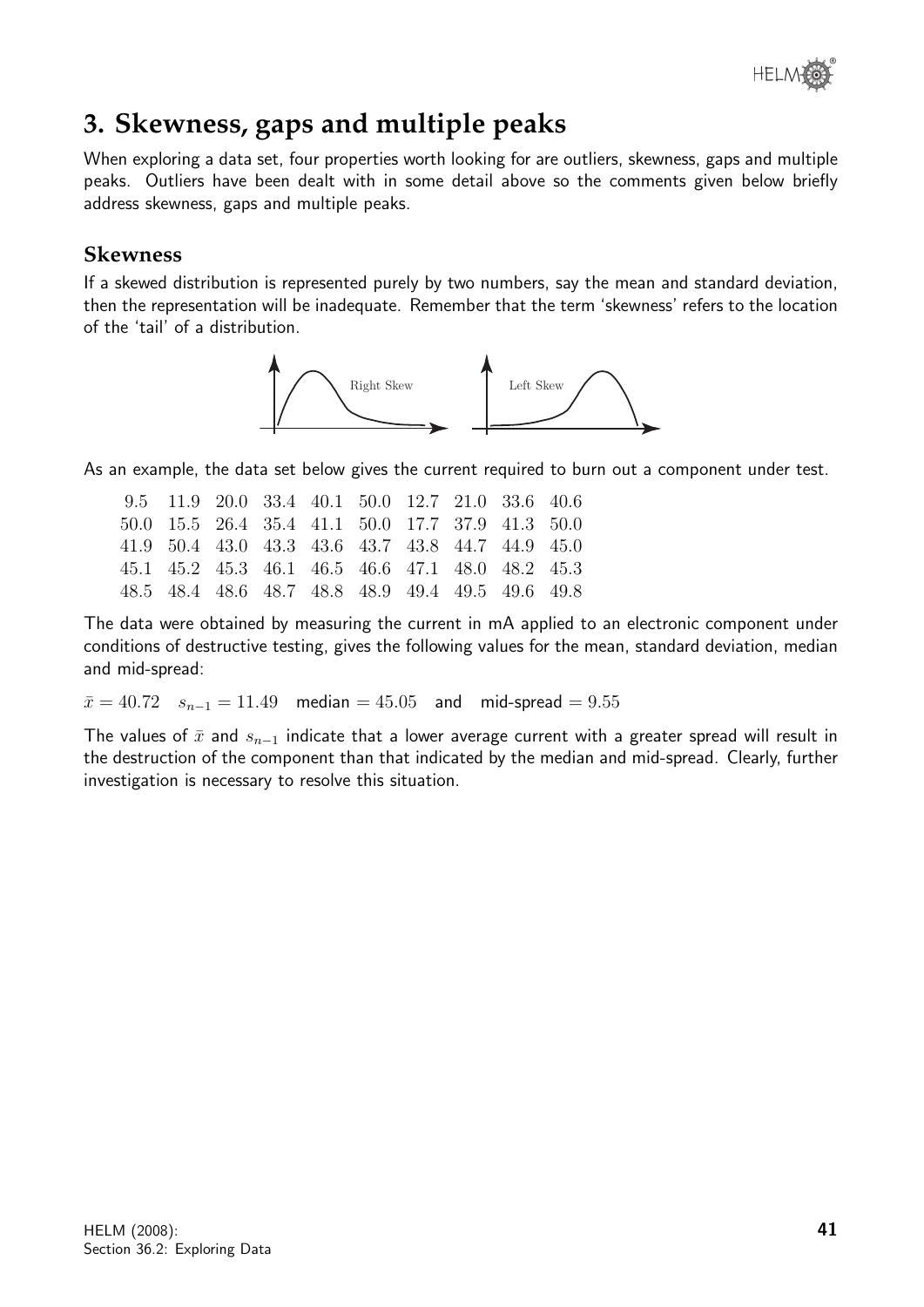## 3. Skewness, gaps and multiple peaks

When exploring a data set, four properties worth looking for are outliers, skewness, gaps and multiple peaks. Outliers have been dealt with in some detail above so the comments given below briefly address skewness, gaps and multiple peaks.

### Skewness

If a skewed distribution is represented purely by two numbers, say the mean and standard deviation, then the representation will be inadequate. Remember that the term 'skewness' refers to the location of the 'tail' of a distribution.

Right Skew    Left Skew

As an example, the data set below gives the current required to burn out a component under test.

| | | | | | | | | | |
|---|---|---|---|---|---|---|---|---|---|
| 9.5 | 11.9 | 20.0 | 33.4 | 40.1 | 50.0 | 12.7 | 21.0 | 33.6 | 40.6 |
| 50.0 | 15.5 | 26.4 | 35.4 | 41.1 | 50.0 | 17.7 | 37.9 | 41.3 | 50.0 |
| 41.9 | 50.4 | 43.0 | 43.3 | 43.6 | 43.7 | 43.8 | 44.7 | 44.9 | 45.0 |
| 45.1 | 45.2 | 45.3 | 46.1 | 46.5 | 46.6 | 47.1 | 48.0 | 48.2 | 45.3 |
| 48.5 | 48.4 | 48.6 | 48.7 | 48.8 | 48.9 | 49.4 | 49.5 | 49.6 | 49.8 |

The data were obtained by measuring the current in mA applied to an electronic component under conditions of destructive testing, gives the following values for the mean, standard deviation, median and mid-spread:

$\bar{x} = 40.72 \quad s_{n-1} = 11.49 \quad$ median $= 45.05$ and mid-spread $= 9.55$

The values of $\bar{x}$ and $s_{n-1}$ indicate that a lower average current with a greater spread will result in the destruction of the component than that indicated by the median and mid-spread. Clearly, further investigation is necessary to resolve this situation.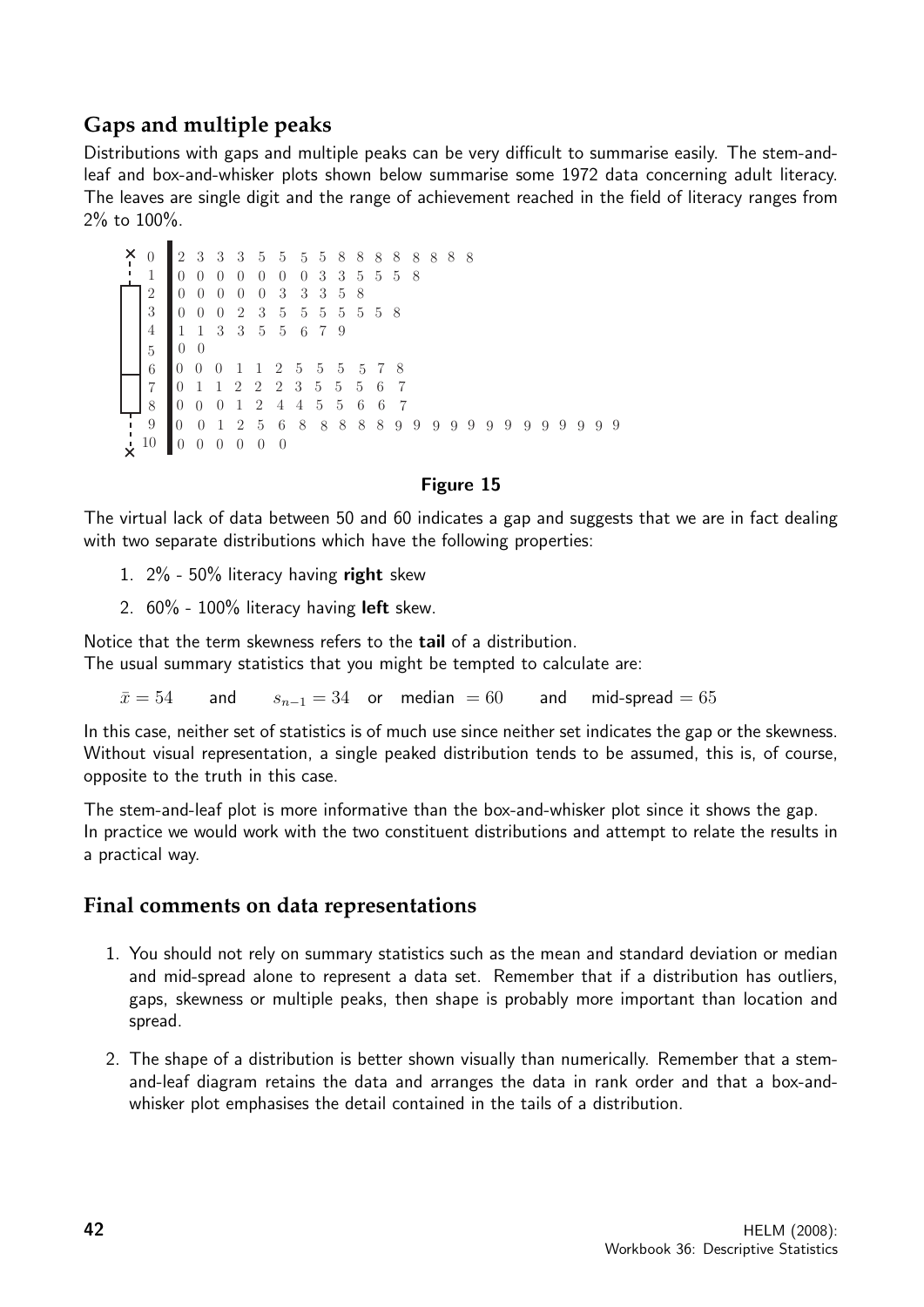## Gaps and multiple peaks

Distributions with gaps and multiple peaks can be very difficult to summarise easily. The stem-and-leaf and box-and-whisker plots shown below summarise some 1972 data concerning adult literacy. The leaves are single digit and the range of achievement reached in the field of literacy ranges from 2% to 100%.

```
 0 | 2 3 3 3 5 5 5 5 8 8 8 8 8 8 8 8
 1 | 0 0 0 0 0 0 0 3 3 5 5 5 8
 2 | 0 0 0 0 0 3 3 3 5 8
 3 | 0 0 0 2 3 5 5 5 5 5 5 8
 4 | 1 1 3 3 5 5 6 7 9
 5 | 0 0
 6 | 0 0 0 1 1 2 5 5 5 5 7 8
 7 | 0 1 1 2 2 2 3 5 5 5 6 7
 8 | 0 0 0 1 2 4 4 5 5 6 6 7
 9 | 0 0 1 2 5 6 8 8 8 8 8 9 9 9 9 9 9 9 9 9 9 9 9
10 | 0 0 0 0 0 0
```

**Figure 15**

The virtual lack of data between 50 and 60 indicates a gap and suggests that we are in fact dealing with two separate distributions which have the following properties:

1. 2% - 50% literacy having **right** skew
2. 60% - 100% literacy having **left** skew.

Notice that the term skewness refers to the **tail** of a distribution.
The usual summary statistics that you might be tempted to calculate are:

$\bar{x} = 54$ and $s_{n-1} = 34$ or median $= 60$ and mid-spread $= 65$

In this case, neither set of statistics is of much use since neither set indicates the gap or the skewness. Without visual representation, a single peaked distribution tends to be assumed, this is, of course, opposite to the truth in this case.

The stem-and-leaf plot is more informative than the box-and-whisker plot since it shows the gap. In practice we would work with the two constituent distributions and attempt to relate the results in a practical way.

## Final comments on data representations

1. You should not rely on summary statistics such as the mean and standard deviation or median and mid-spread alone to represent a data set. Remember that if a distribution has outliers, gaps, skewness or multiple peaks, then shape is probably more important than location and spread.

2. The shape of a distribution is better shown visually than numerically. Remember that a stem-and-leaf diagram retains the data and arranges the data in rank order and that a box-and-whisker plot emphasises the detail contained in the tails of a distribution.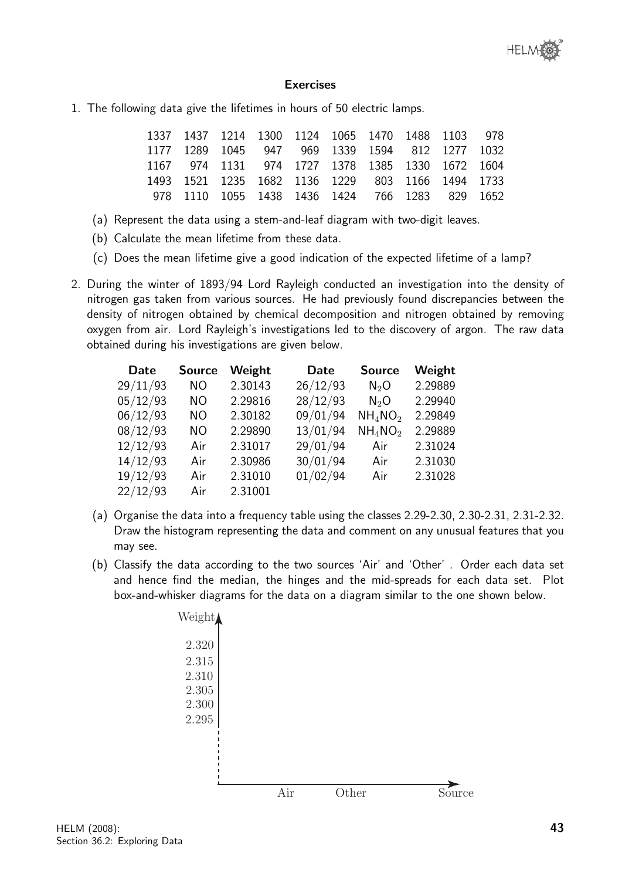### Exercises

1. The following data give the lifetimes in hours of 50 electric lamps.

| | | | | | | | | | |
|---|---|---|---|---|---|---|---|---|---|
| 1337 | 1437 | 1214 | 1300 | 1124 | 1065 | 1470 | 1488 | 1103 | 978 |
| 1177 | 1289 | 1045 | 947 | 969 | 1339 | 1594 | 812 | 1277 | 1032 |
| 1167 | 974 | 1131 | 974 | 1727 | 1378 | 1385 | 1330 | 1672 | 1604 |
| 1493 | 1521 | 1235 | 1682 | 1136 | 1229 | 803 | 1166 | 1494 | 1733 |
| 978 | 1110 | 1055 | 1438 | 1436 | 1424 | 766 | 1283 | 829 | 1652 |

   (a) Represent the data using a stem-and-leaf diagram with two-digit leaves.

   (b) Calculate the mean lifetime from these data.

   (c) Does the mean lifetime give a good indication of the expected lifetime of a lamp?

2. During the winter of 1893/94 Lord Rayleigh conducted an investigation into the density of nitrogen gas taken from various sources. He had previously found discrepancies between the density of nitrogen obtained by chemical decomposition and nitrogen obtained by removing oxygen from air. Lord Rayleigh's investigations led to the discovery of argon. The raw data obtained during his investigations are given below.

| Date | Source | Weight | Date | Source | Weight |
|---|---|---|---|---|---|
| 29/11/93 | NO | 2.30143 | 26/12/93 | $N_2O$ | 2.29889 |
| 05/12/93 | NO | 2.29816 | 28/12/93 | $N_2O$ | 2.29940 |
| 06/12/93 | NO | 2.30182 | 09/01/94 | $NH_4NO_2$ | 2.29849 |
| 08/12/93 | NO | 2.29890 | 13/01/94 | $NH_4NO_2$ | 2.29889 |
| 12/12/93 | Air | 2.31017 | 29/01/94 | Air | 2.31024 |
| 14/12/93 | Air | 2.30986 | 30/01/94 | Air | 2.31030 |
| 19/12/93 | Air | 2.31010 | 01/02/94 | Air | 2.31028 |
| 22/12/93 | Air | 2.31001 | | | |

   (a) Organise the data into a frequency table using the classes 2.29-2.30, 2.30-2.31, 2.31-2.32. Draw the histogram representing the data and comment on any unusual features that you may see.

   (b) Classify the data according to the two sources 'Air' and 'Other'. Order each data set and hence find the median, the hinges and the mid-spreads for each data set. Plot box-and-whisker diagrams for the data on a diagram similar to the one shown below.

Weight: 2.320, 2.315, 2.310, 2.305, 2.300, 2.295

Air    Other    Source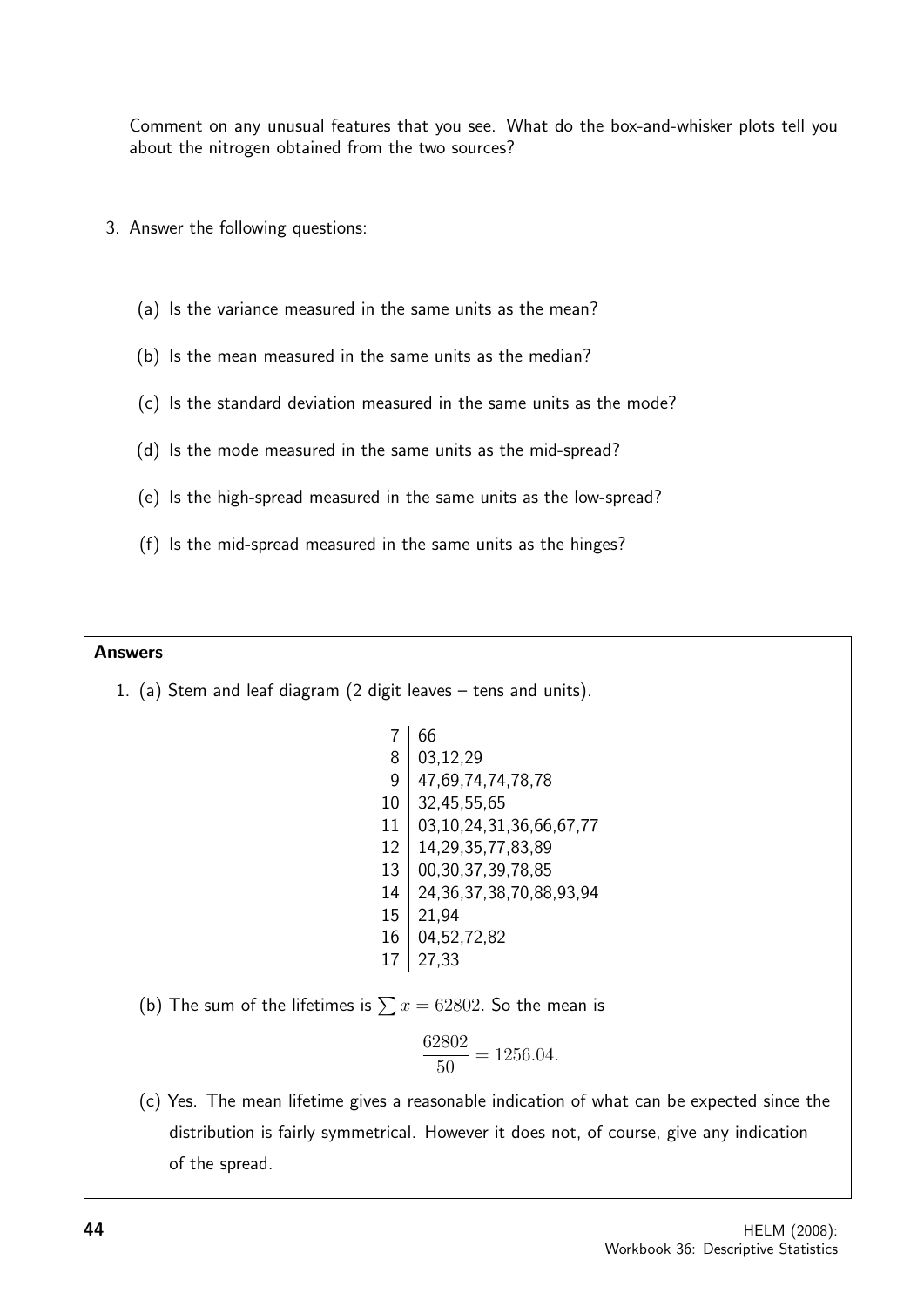Comment on any unusual features that you see. What do the box-and-whisker plots tell you about the nitrogen obtained from the two sources?

3. Answer the following questions:

   (a) Is the variance measured in the same units as the mean?

   (b) Is the mean measured in the same units as the median?

   (c) Is the standard deviation measured in the same units as the mode?

   (d) Is the mode measured in the same units as the mid-spread?

   (e) Is the high-spread measured in the same units as the low-spread?

   (f) Is the mid-spread measured in the same units as the hinges?

**Answers**

1. (a) Stem and leaf diagram (2 digit leaves – tens and units).

| Stem | Leaves |
|---|---|
| 7 | 66 |
| 8 | 03,12,29 |
| 9 | 47,69,74,74,78,78 |
| 10 | 32,45,55,65 |
| 11 | 03,10,24,31,36,66,67,77 |
| 12 | 14,29,35,77,83,89 |
| 13 | 00,30,37,39,78,85 |
| 14 | 24,36,37,38,70,88,93,94 |
| 15 | 21,94 |
| 16 | 04,52,72,82 |
| 17 | 27,33 |

   (b) The sum of the lifetimes is $\sum x = 62802$. So the mean is

$$\frac{62802}{50} = 1256.04.$$

   (c) Yes. The mean lifetime gives a reasonable indication of what can be expected since the distribution is fairly symmetrical. However it does not, of course, give any indication of the spread.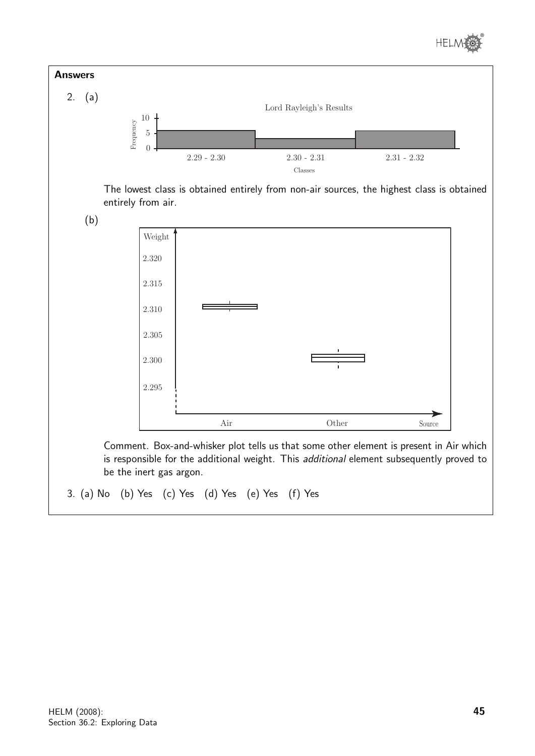**Answers**

2. (a)

Lord Rayleigh's Results

Frequency

10

5

0

2.29 - 2.30

2.30 - 2.31

2.31 - 2.32

Classes

The lowest class is obtained entirely from non-air sources, the highest class is obtained entirely from air.

(b)

Weight

2.320

2.315

2.310

2.305

2.300

2.295

Air

Other

Source

Comment. Box-and-whisker plot tells us that some other element is present in Air which is responsible for the additional weight. This *additional* element subsequently proved to be the inert gas argon.

3. (a) No (b) Yes (c) Yes (d) Yes (e) Yes (f) Yes